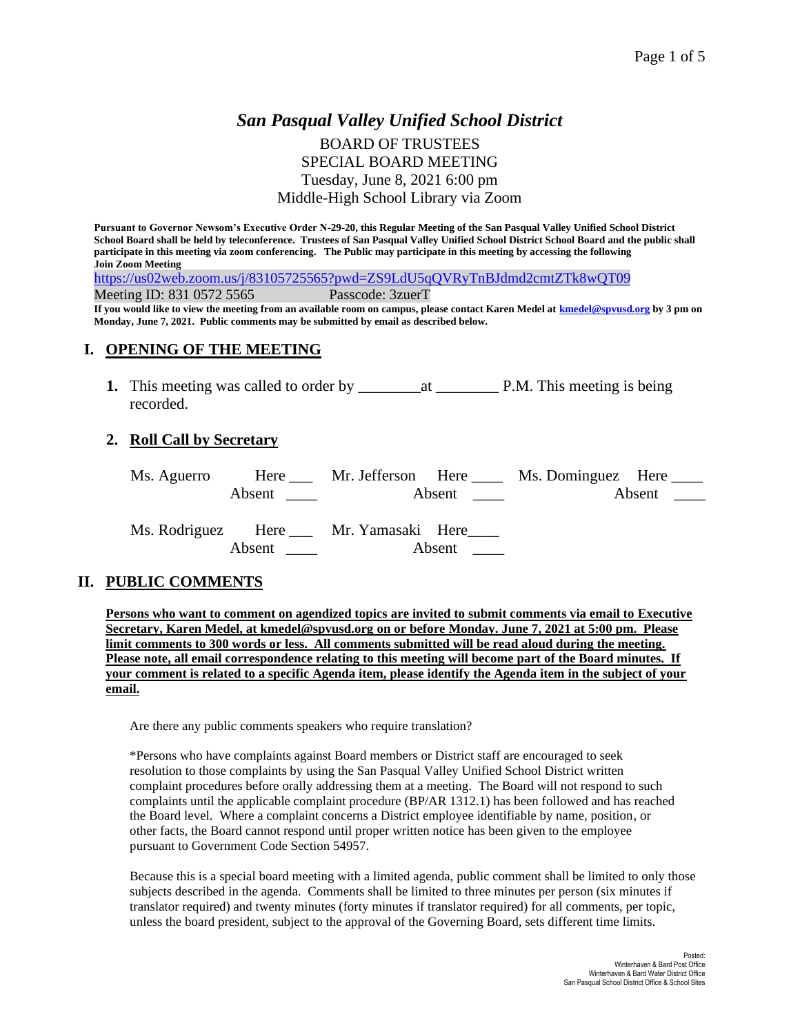# *San Pasqual Valley Unified School District*

BOARD OF TRUSTEES
SPECIAL BOARD MEETING
Tuesday, June 8, 2021 6:00 pm
Middle-High School Library via Zoom

**Pursuant to Governor Newsom's Executive Order N-29-20, this Regular Meeting of the San Pasqual Valley Unified School District School Board shall be held by teleconference. Trustees of San Pasqual Valley Unified School District School Board and the public shall participate in this meeting via zoom conferencing. The Public may participate in this meeting by accessing the following Join Zoom Meeting**

https://us02web.zoom.us/j/83105725565?pwd=ZS9LdU5qQVRyTnBJdmd2cmtZTk8wQT09

Meeting ID: 831 0572 5565 Passcode: 3zuerT

**If you would like to view the meeting from an available room on campus, please contact Karen Medel at kmedel@spvusd.org by 3 pm on Monday, June 7, 2021. Public comments may be submitted by email as described below.**

## I. OPENING OF THE MEETING

1. This meeting was called to order by ________at ________ P.M. This meeting is being recorded.

### 2. Roll Call by Secretary

| | | | | | |
|---|---|---|---|---|---|
| Ms. Aguerro | Here ___ Absent ____ | Mr. Jefferson | Here ____ Absent ____ | Ms. Dominguez | Here ____ Absent ____ |
| Ms. Rodriguez | Here ___ Absent ____ | Mr. Yamasaki | Here____ Absent ____ | | |

## II. PUBLIC COMMENTS

**Persons who want to comment on agendized topics are invited to submit comments via email to Executive Secretary, Karen Medel, at kmedel@spvusd.org on or before Monday. June 7, 2021 at 5:00 pm. Please limit comments to 300 words or less. All comments submitted will be read aloud during the meeting. Please note, all email correspondence relating to this meeting will become part of the Board minutes. If your comment is related to a specific Agenda item, please identify the Agenda item in the subject of your email.**

Are there any public comments speakers who require translation?

*Persons who have complaints against Board members or District staff are encouraged to seek resolution to those complaints by using the San Pasqual Valley Unified School District written complaint procedures before orally addressing them at a meeting. The Board will not respond to such complaints until the applicable complaint procedure (BP/AR 1312.1) has been followed and has reached the Board level. Where a complaint concerns a District employee identifiable by name, position, or other facts, the Board cannot respond until proper written notice has been given to the employee pursuant to Government Code Section 54957.

Because this is a special board meeting with a limited agenda, public comment shall be limited to only those subjects described in the agenda. Comments shall be limited to three minutes per person (six minutes if translator required) and twenty minutes (forty minutes if translator required) for all comments, per topic, unless the board president, subject to the approval of the Governing Board, sets different time limits.

Posted:
Winterhaven & Bard Post Office
Winterhaven & Bard Water District Office
San Pasqual School District Office & School Sites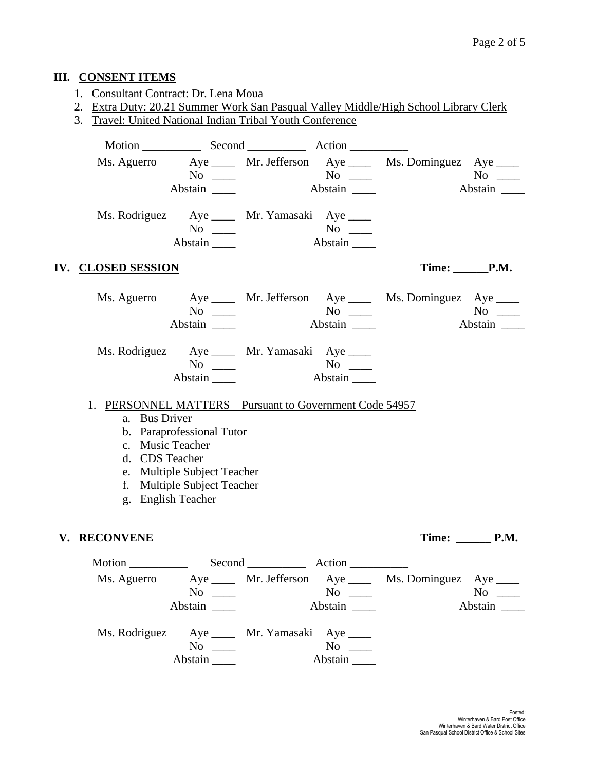## III. CONSENT ITEMS

1. Consultant Contract: Dr. Lena Moua
2. Extra Duty: 20.21 Summer Work San Pasqual Valley Middle/High School Library Clerk
3. Travel: United National Indian Tribal Youth Conference

Motion __________ Second __________ Action __________

| | | | | | |
|---|---|---|---|---|---|
| Ms. Aguerro | Aye ____ | Mr. Jefferson | Aye ____ | Ms. Dominguez | Aye ____ |
| | No ____ | | No ____ | | No ____ |
| | Abstain ____ | | Abstain ____ | | Abstain ____ |
| Ms. Rodriguez | Aye ____ | Mr. Yamasaki | Aye ____ | | |
| | No ____ | | No ____ | | |
| | Abstain ____ | | Abstain ____ | | |

## IV. CLOSED SESSION

**Time: ______P.M.**

| | | | | | |
|---|---|---|---|---|---|
| Ms. Aguerro | Aye ____ | Mr. Jefferson | Aye ____ | Ms. Dominguez | Aye ____ |
| | No ____ | | No ____ | | No ____ |
| | Abstain ____ | | Abstain ____ | | Abstain ____ |
| Ms. Rodriguez | Aye ____ | Mr. Yamasaki | Aye ____ | | |
| | No ____ | | No ____ | | |
| | Abstain ____ | | Abstain ____ | | |

1. PERSONNEL MATTERS – Pursuant to Government Code 54957
   a. Bus Driver
   b. Paraprofessional Tutor
   c. Music Teacher
   d. CDS Teacher
   e. Multiple Subject Teacher
   f. Multiple Subject Teacher
   g. English Teacher

## V. RECONVENE

**Time: ______ P.M.**

Motion __________ Second __________ Action __________

| | | | | | |
|---|---|---|---|---|---|
| Ms. Aguerro | Aye ____ | Mr. Jefferson | Aye ____ | Ms. Dominguez | Aye ____ |
| | No ____ | | No ____ | | No ____ |
| | Abstain ____ | | Abstain ____ | | Abstain ____ |
| Ms. Rodriguez | Aye ____ | Mr. Yamasaki | Aye ____ | | |
| | No ____ | | No ____ | | |
| | Abstain ____ | | Abstain ____ | | |

Posted:
Winterhaven & Bard Post Office
Winterhaven & Bard Water District Office
San Pasqual School District Office & School Sites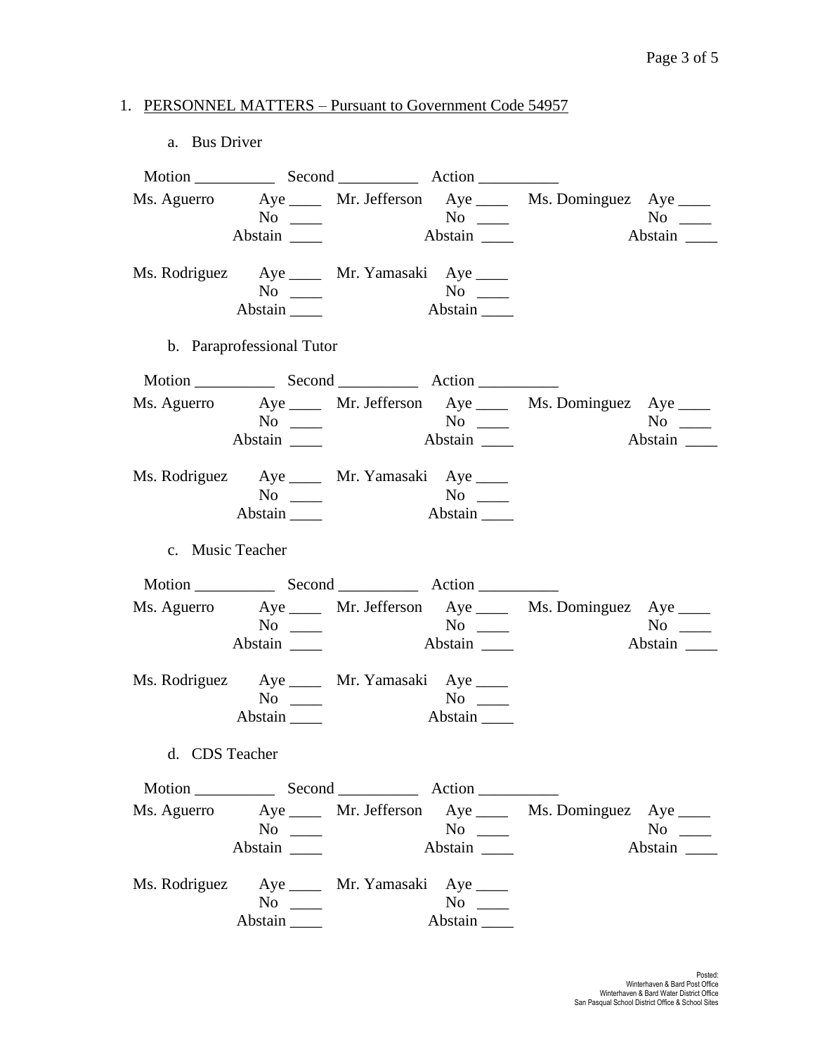1. PERSONNEL MATTERS – Pursuant to Government Code 54957

   a. Bus Driver

Motion __________ Second __________ Action __________

| | | | | | |
|---|---|---|---|---|---|
| Ms. Aguerro | Aye ____ | Mr. Jefferson | Aye ____ | Ms. Dominguez | Aye ____ |
| | No ____ | | No ____ | | No ____ |
| | Abstain ____ | | Abstain ____ | | Abstain ____ |
| Ms. Rodriguez | Aye ____ | Mr. Yamasaki | Aye ____ | | |
| | No ____ | | No ____ | | |
| | Abstain ____ | | Abstain ____ | | |

   b. Paraprofessional Tutor

Motion __________ Second __________ Action __________

| | | | | | |
|---|---|---|---|---|---|
| Ms. Aguerro | Aye ____ | Mr. Jefferson | Aye ____ | Ms. Dominguez | Aye ____ |
| | No ____ | | No ____ | | No ____ |
| | Abstain ____ | | Abstain ____ | | Abstain ____ |
| Ms. Rodriguez | Aye ____ | Mr. Yamasaki | Aye ____ | | |
| | No ____ | | No ____ | | |
| | Abstain ____ | | Abstain ____ | | |

   c. Music Teacher

Motion __________ Second __________ Action __________

| | | | | | |
|---|---|---|---|---|---|
| Ms. Aguerro | Aye ____ | Mr. Jefferson | Aye ____ | Ms. Dominguez | Aye ____ |
| | No ____ | | No ____ | | No ____ |
| | Abstain ____ | | Abstain ____ | | Abstain ____ |
| Ms. Rodriguez | Aye ____ | Mr. Yamasaki | Aye ____ | | |
| | No ____ | | No ____ | | |
| | Abstain ____ | | Abstain ____ | | |

   d. CDS Teacher

Motion __________ Second __________ Action __________

| | | | | | |
|---|---|---|---|---|---|
| Ms. Aguerro | Aye ____ | Mr. Jefferson | Aye ____ | Ms. Dominguez | Aye ____ |
| | No ____ | | No ____ | | No ____ |
| | Abstain ____ | | Abstain ____ | | Abstain ____ |
| Ms. Rodriguez | Aye ____ | Mr. Yamasaki | Aye ____ | | |
| | No ____ | | No ____ | | |
| | Abstain ____ | | Abstain ____ | | |

Posted:
Winterhaven & Bard Post Office
Winterhaven & Bard Water District Office
San Pasqual School District Office & School Sites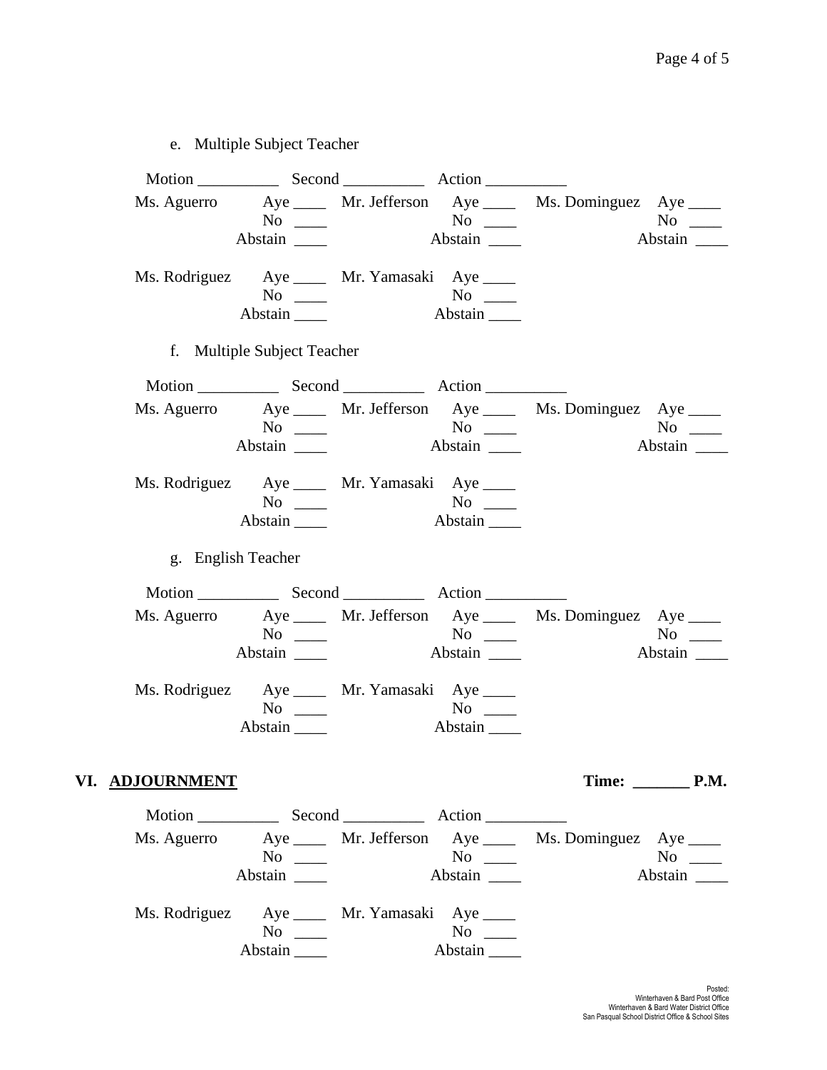e. Multiple Subject Teacher

Motion __________ Second __________ Action __________

| | | | | | |
|---|---|---|---|---|---|
| Ms. Aguerro | Aye ____ | Mr. Jefferson | Aye ____ | Ms. Dominguez | Aye ____ |
| | No ____ | | No ____ | | No ____ |
| | Abstain ____ | | Abstain ____ | | Abstain ____ |
| Ms. Rodriguez | Aye ____ | Mr. Yamasaki | Aye ____ | | |
| | No ____ | | No ____ | | |
| | Abstain ____ | | Abstain ____ | | |

f. Multiple Subject Teacher

Motion __________ Second __________ Action __________

| | | | | | |
|---|---|---|---|---|---|
| Ms. Aguerro | Aye ____ | Mr. Jefferson | Aye ____ | Ms. Dominguez | Aye ____ |
| | No ____ | | No ____ | | No ____ |
| | Abstain ____ | | Abstain ____ | | Abstain ____ |
| Ms. Rodriguez | Aye ____ | Mr. Yamasaki | Aye ____ | | |
| | No ____ | | No ____ | | |
| | Abstain ____ | | Abstain ____ | | |

g. English Teacher

Motion __________ Second __________ Action __________

| | | | | | |
|---|---|---|---|---|---|
| Ms. Aguerro | Aye ____ | Mr. Jefferson | Aye ____ | Ms. Dominguez | Aye ____ |
| | No ____ | | No ____ | | No ____ |
| | Abstain ____ | | Abstain ____ | | Abstain ____ |
| Ms. Rodriguez | Aye ____ | Mr. Yamasaki | Aye ____ | | |
| | No ____ | | No ____ | | |
| | Abstain ____ | | Abstain ____ | | |

## VI. ADJOURNMENT **Time: _______ P.M.**

Motion __________ Second __________ Action __________

| | | | | | |
|---|---|---|---|---|---|
| Ms. Aguerro | Aye ____ | Mr. Jefferson | Aye ____ | Ms. Dominguez | Aye ____ |
| | No ____ | | No ____ | | No ____ |
| | Abstain ____ | | Abstain ____ | | Abstain ____ |
| Ms. Rodriguez | Aye ____ | Mr. Yamasaki | Aye ____ | | |
| | No ____ | | No ____ | | |
| | Abstain ____ | | Abstain ____ | | |

Posted:
Winterhaven & Bard Post Office
Winterhaven & Bard Water District Office
San Pasqual School District Office & School Sites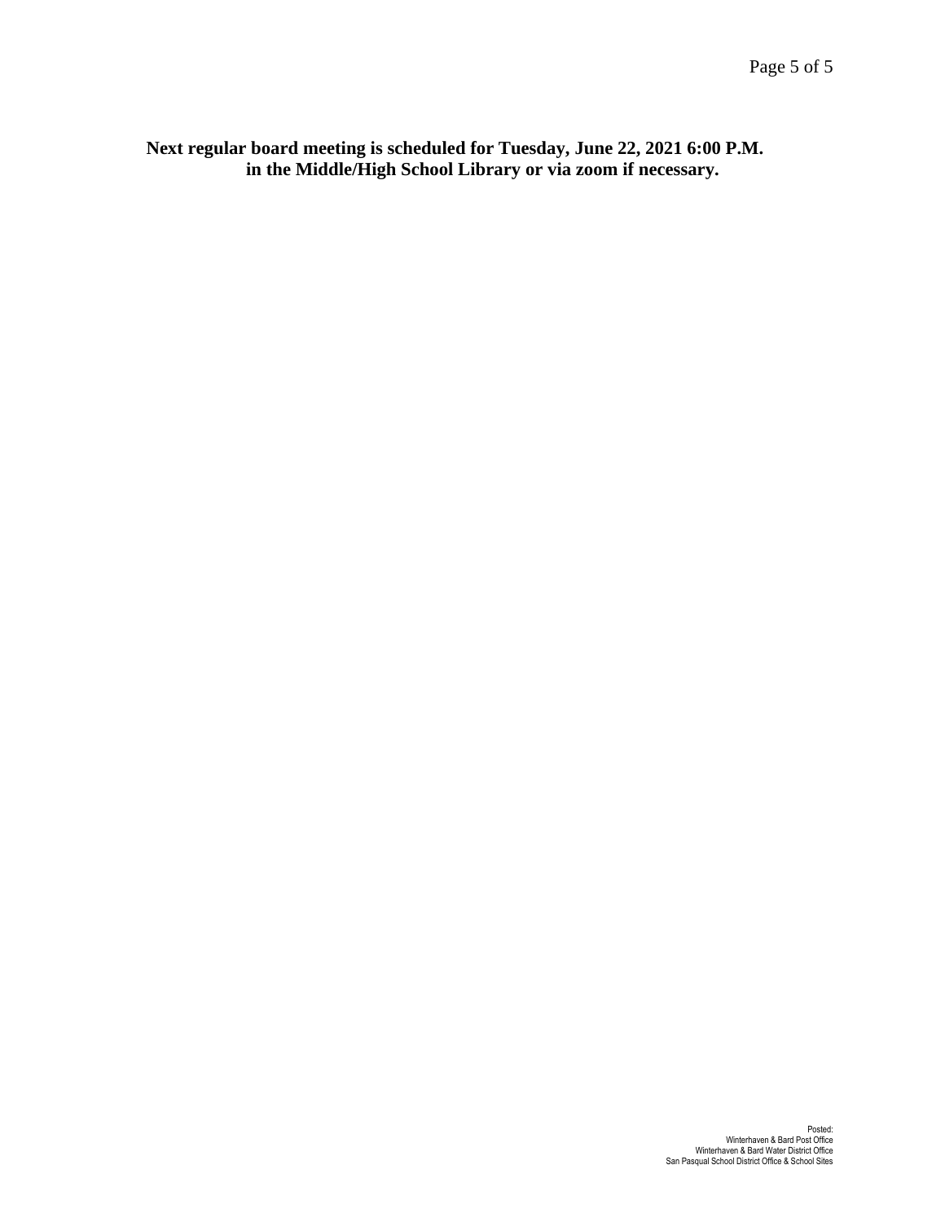**Next regular board meeting is scheduled for Tuesday, June 22, 2021 6:00 P.M. in the Middle/High School Library or via zoom if necessary.**

Posted:
Winterhaven & Bard Post Office
Winterhaven & Bard Water District Office
San Pasqual School District Office & School Sites